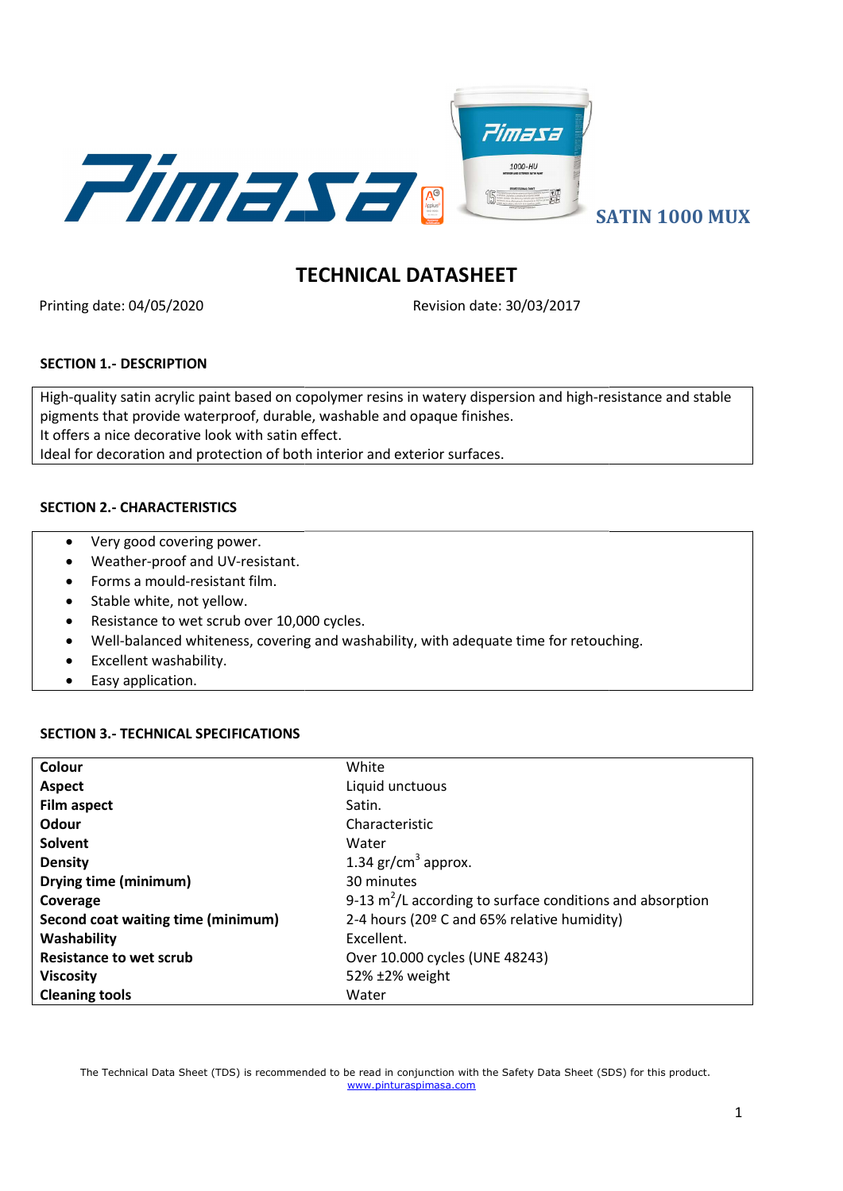SATIN 1000 MUX

# TECHNICAL DATASHEET

Printing date: 04/05/2020 Revision date: 30/03/2017

## SECTION 1.- DESCRIPTION

High-quality satin acrylic paint based on copolymer resins in watery dispersion and high-resistance and stable pigments that provide waterproof, durable, washable and opaque finishes.
It offers a nice decorative look with satin effect.
Ideal for decoration and protection of both interior and exterior surfaces.

## SECTION 2.- CHARACTERISTICS

- Very good covering power.
- Weather-proof and UV-resistant.
- Forms a mould-resistant film.
- Stable white, not yellow.
- Resistance to wet scrub over 10,000 cycles.
- Well-balanced whiteness, covering and washability, with adequate time for retouching.
- Excellent washability.
- Easy application.

## SECTION 3.- TECHNICAL SPECIFICATIONS

| | |
|---|---|
| **Colour** | White |
| **Aspect** | Liquid unctuous |
| **Film aspect** | Satin. |
| **Odour** | Characteristic |
| **Solvent** | Water |
| **Density** | 1.34 gr/cm$^3$ approx. |
| **Drying time (minimum)** | 30 minutes |
| **Coverage** | 9-13 m$^2$/L according to surface conditions and absorption |
| **Second coat waiting time (minimum)** | 2-4 hours (20º C and 65% relative humidity) |
| **Washability** | Excellent. |
| **Resistance to wet scrub** | Over 10.000 cycles (UNE 48243) |
| **Viscosity** | 52% ±2% weight |
| **Cleaning tools** | Water |

The Technical Data Sheet (TDS) is recommended to be read in conjunction with the Safety Data Sheet (SDS) for this product.
www.pinturaspimasa.com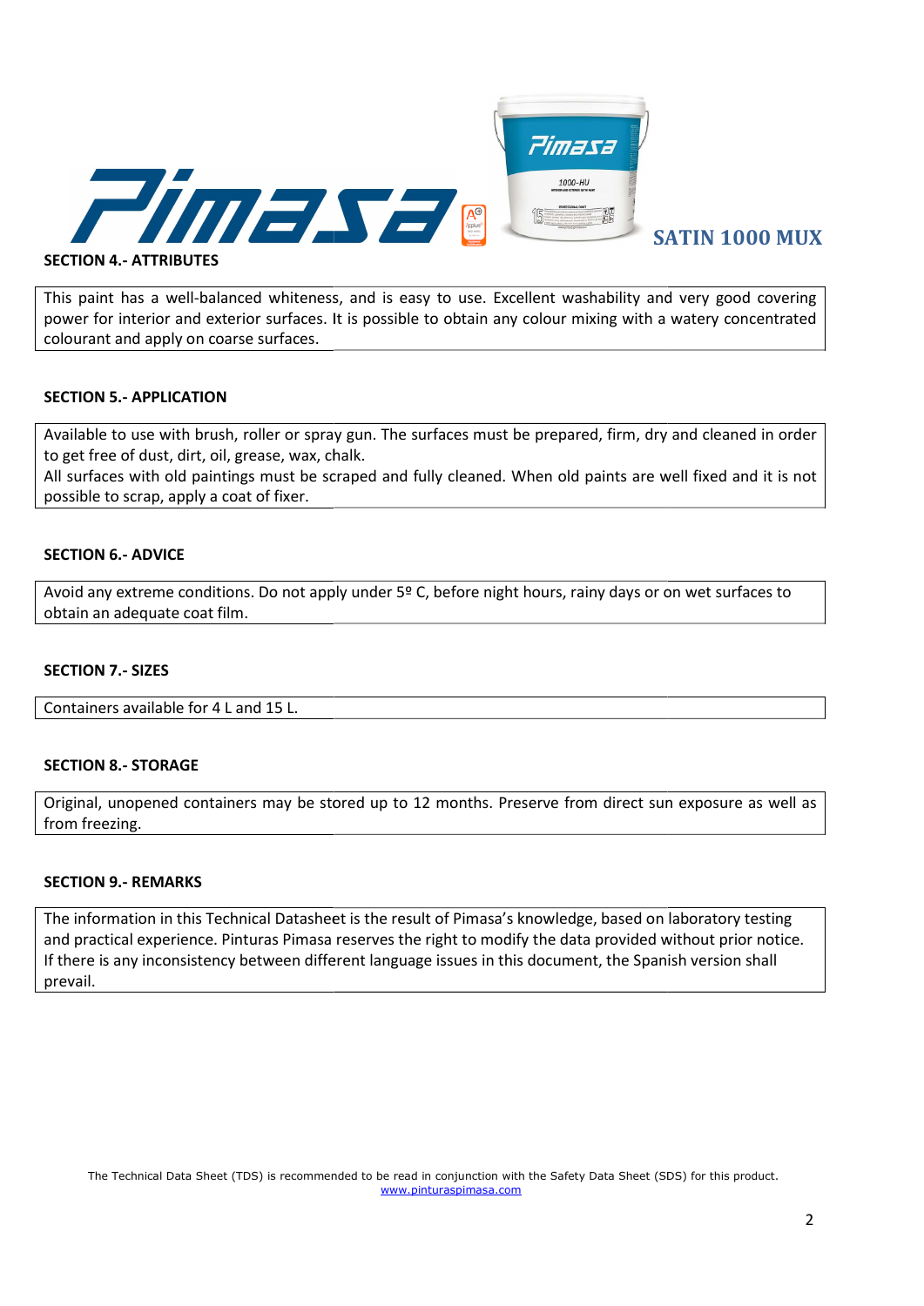SATIN 1000 MUX

**SECTION 4.- ATTRIBUTES**

This paint has a well-balanced whiteness, and is easy to use. Excellent washability and very good covering power for interior and exterior surfaces. It is possible to obtain any colour mixing with a watery concentrated colourant and apply on coarse surfaces.

**SECTION 5.- APPLICATION**

Available to use with brush, roller or spray gun. The surfaces must be prepared, firm, dry and cleaned in order to get free of dust, dirt, oil, grease, wax, chalk.
All surfaces with old paintings must be scraped and fully cleaned. When old paints are well fixed and it is not possible to scrap, apply a coat of fixer.

**SECTION 6.- ADVICE**

Avoid any extreme conditions. Do not apply under 5º C, before night hours, rainy days or on wet surfaces to obtain an adequate coat film.

**SECTION 7.- SIZES**

Containers available for 4 L and 15 L.

**SECTION 8.- STORAGE**

Original, unopened containers may be stored up to 12 months. Preserve from direct sun exposure as well as from freezing.

**SECTION 9.- REMARKS**

The information in this Technical Datasheet is the result of Pimasa's knowledge, based on laboratory testing and practical experience. Pinturas Pimasa reserves the right to modify the data provided without prior notice. If there is any inconsistency between different language issues in this document, the Spanish version shall prevail.

The Technical Data Sheet (TDS) is recommended to be read in conjunction with the Safety Data Sheet (SDS) for this product.
www.pinturaspimasa.com